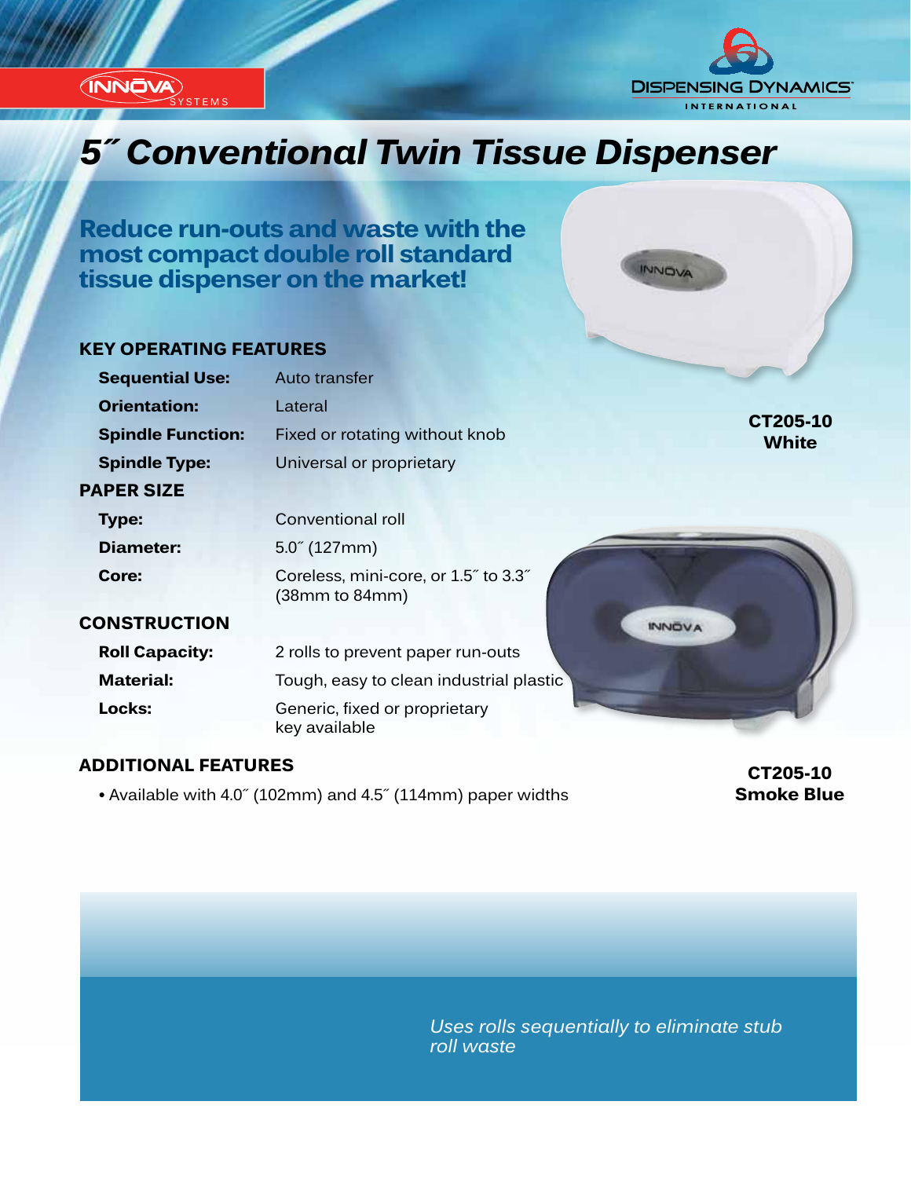INNOVA SYSTEMS

DISPENSING DYNAMICS INTERNATIONAL

# 5˝ Conventional Twin Tissue Dispenser

## Reduce run-outs and waste with the most compact double roll standard tissue dispenser on the market!

### KEY OPERATING FEATURES

| | |
|---|---|
| **Sequential Use:** | Auto transfer |
| **Orientation:** | Lateral |
| **Spindle Function:** | Fixed or rotating without knob |
| **Spindle Type:** | Universal or proprietary |

### PAPER SIZE

| | |
|---|---|
| **Type:** | Conventional roll |
| **Diameter:** | 5.0˝ (127mm) |
| **Core:** | Coreless, mini-core, or 1.5˝ to 3.3˝ (38mm to 84mm) |

### CONSTRUCTION

| | |
|---|---|
| **Roll Capacity:** | 2 rolls to prevent paper run-outs |
| **Material:** | Tough, easy to clean industrial plastic |
| **Locks:** | Generic, fixed or proprietary key available |

### ADDITIONAL FEATURES

- Available with 4.0˝ (102mm) and 4.5˝ (114mm) paper widths

**CT205-10 White**

**CT205-10 Smoke Blue**

*Uses rolls sequentially to eliminate stub roll waste*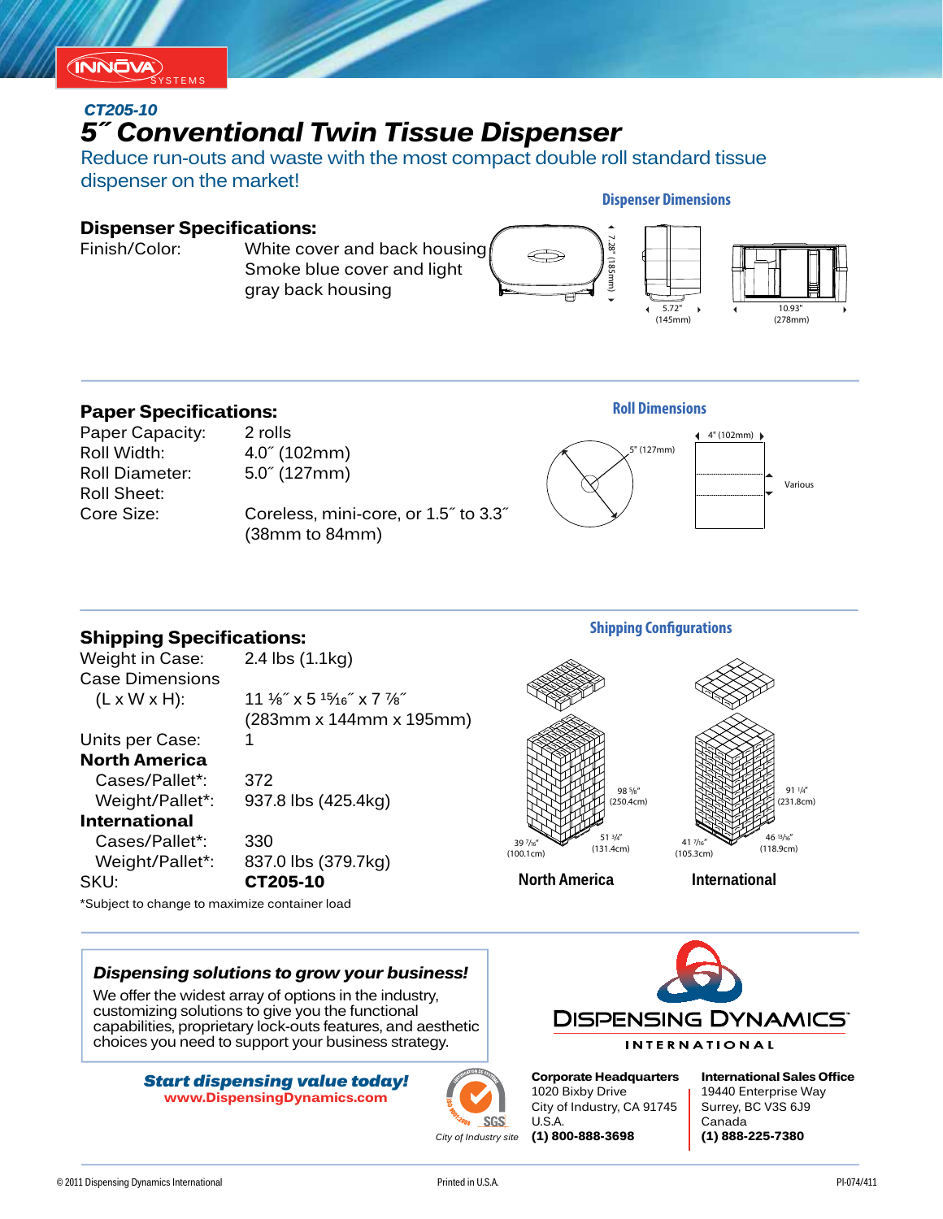*CT205-10*

# *5˝ Conventional Twin Tissue Dispenser*

Reduce run-outs and waste with the most compact double roll standard tissue dispenser on the market!

## Dispenser Specifications:

| | |
|---|---|
| Finish/Color: | White cover and back housing<br>Smoke blue cover and light gray back housing |

**Dispenser Dimensions**

7.28" (185mm)

5.72" (145mm)

10.93" (278mm)

## Paper Specifications:

| | |
|---|---|
| Paper Capacity: | 2 rolls |
| Roll Width: | 4.0˝ (102mm) |
| Roll Diameter: | 5.0˝ (127mm) |
| Roll Sheet: | |
| Core Size: | Coreless, mini-core, or 1.5˝ to 3.3˝ (38mm to 84mm) |

**Roll Dimensions**

5" (127mm)

4" (102mm)

Various

## Shipping Specifications:

| | |
|---|---|
| Weight in Case: | 2.4 lbs (1.1kg) |
| Case Dimensions (L x W x H): | 11 ⅛˝ x 5 ¹⁵⁄₁₆˝ x 7 ⅞˝ (283mm x 144mm x 195mm) |
| Units per Case: | 1 |
| **North America** | |
| Cases/Pallet*: | 372 |
| Weight/Pallet*: | 937.8 lbs (425.4kg) |
| **International** | |
| Cases/Pallet*: | 330 |
| Weight/Pallet*: | 837.0 lbs (379.7kg) |
| SKU: | **CT205-10** |

*Subject to change to maximize container load

**Shipping Configurations**

98 ⅝" (250.4cm)

39 ⁷⁄₁₆" (100.1cm)

51 ¼" (131.4cm)

**North America**

91 ¼" (231.8cm)

41 ⁷⁄₁₆" (105.3cm)

46 ¹³⁄₁₆" (118.9cm)

**International**

***Dispensing solutions to grow your business!***

We offer the widest array of options in the industry, customizing solutions to give you the functional capabilities, proprietary lock-outs features, and aesthetic choices you need to support your business strategy.

***Start dispensing value today!***
**www.DispensingDynamics.com**

City of Industry site

DISPENSING DYNAMICS INTERNATIONAL

**Corporate Headquarters**
1020 Bixby Drive
City of Industry, CA 91745
U.S.A.
**(1) 800-888-3698**

**International Sales Office**
19440 Enterprise Way
Surrey, BC V3S 6J9
Canada
**(1) 888-225-7380**

© 2011 Dispensing Dynamics International    Printed in U.S.A.    PI-074/411